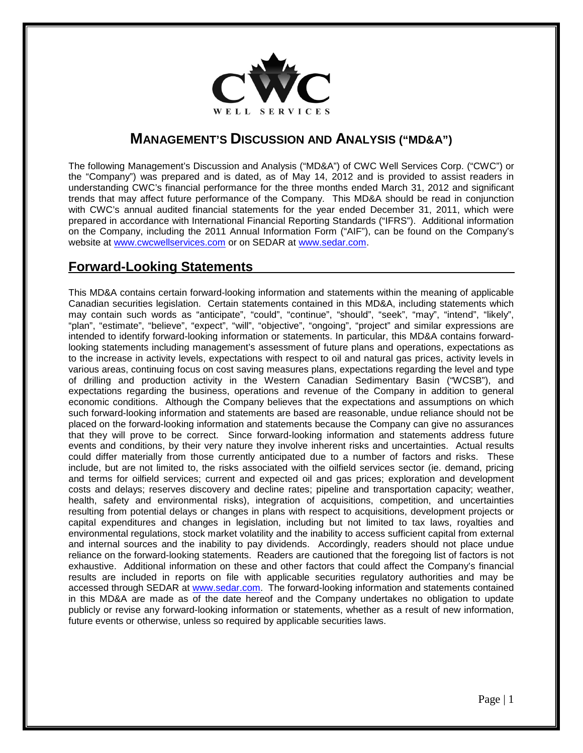CWC WELL SERVICES

# MANAGEMENT'S DISCUSSION AND ANALYSIS ("MD&A")

The following Management's Discussion and Analysis ("MD&A") of CWC Well Services Corp. ("CWC") or the "Company") was prepared and is dated, as of May 14, 2012 and is provided to assist readers in understanding CWC's financial performance for the three months ended March 31, 2012 and significant trends that may affect future performance of the Company. This MD&A should be read in conjunction with CWC's annual audited financial statements for the year ended December 31, 2011, which were prepared in accordance with International Financial Reporting Standards ("IFRS"). Additional information on the Company, including the 2011 Annual Information Form ("AIF"), can be found on the Company's website at www.cwcwellservices.com or on SEDAR at www.sedar.com.

## Forward-Looking Statements

This MD&A contains certain forward-looking information and statements within the meaning of applicable Canadian securities legislation. Certain statements contained in this MD&A, including statements which may contain such words as "anticipate", "could", "continue", "should", "seek", "may", "intend", "likely", "plan", "estimate", "believe", "expect", "will", "objective", "ongoing", "project" and similar expressions are intended to identify forward-looking information or statements. In particular, this MD&A contains forward-looking statements including management's assessment of future plans and operations, expectations as to the increase in activity levels, expectations with respect to oil and natural gas prices, activity levels in various areas, continuing focus on cost saving measures plans, expectations regarding the level and type of drilling and production activity in the Western Canadian Sedimentary Basin ("WCSB"), and expectations regarding the business, operations and revenue of the Company in addition to general economic conditions. Although the Company believes that the expectations and assumptions on which such forward-looking information and statements are based are reasonable, undue reliance should not be placed on the forward-looking information and statements because the Company can give no assurances that they will prove to be correct. Since forward-looking information and statements address future events and conditions, by their very nature they involve inherent risks and uncertainties. Actual results could differ materially from those currently anticipated due to a number of factors and risks. These include, but are not limited to, the risks associated with the oilfield services sector (ie. demand, pricing and terms for oilfield services; current and expected oil and gas prices; exploration and development costs and delays; reserves discovery and decline rates; pipeline and transportation capacity; weather, health, safety and environmental risks), integration of acquisitions, competition, and uncertainties resulting from potential delays or changes in plans with respect to acquisitions, development projects or capital expenditures and changes in legislation, including but not limited to tax laws, royalties and environmental regulations, stock market volatility and the inability to access sufficient capital from external and internal sources and the inability to pay dividends. Accordingly, readers should not place undue reliance on the forward-looking statements. Readers are cautioned that the foregoing list of factors is not exhaustive. Additional information on these and other factors that could affect the Company's financial results are included in reports on file with applicable securities regulatory authorities and may be accessed through SEDAR at www.sedar.com. The forward-looking information and statements contained in this MD&A are made as of the date hereof and the Company undertakes no obligation to update publicly or revise any forward-looking information or statements, whether as a result of new information, future events or otherwise, unless so required by applicable securities laws.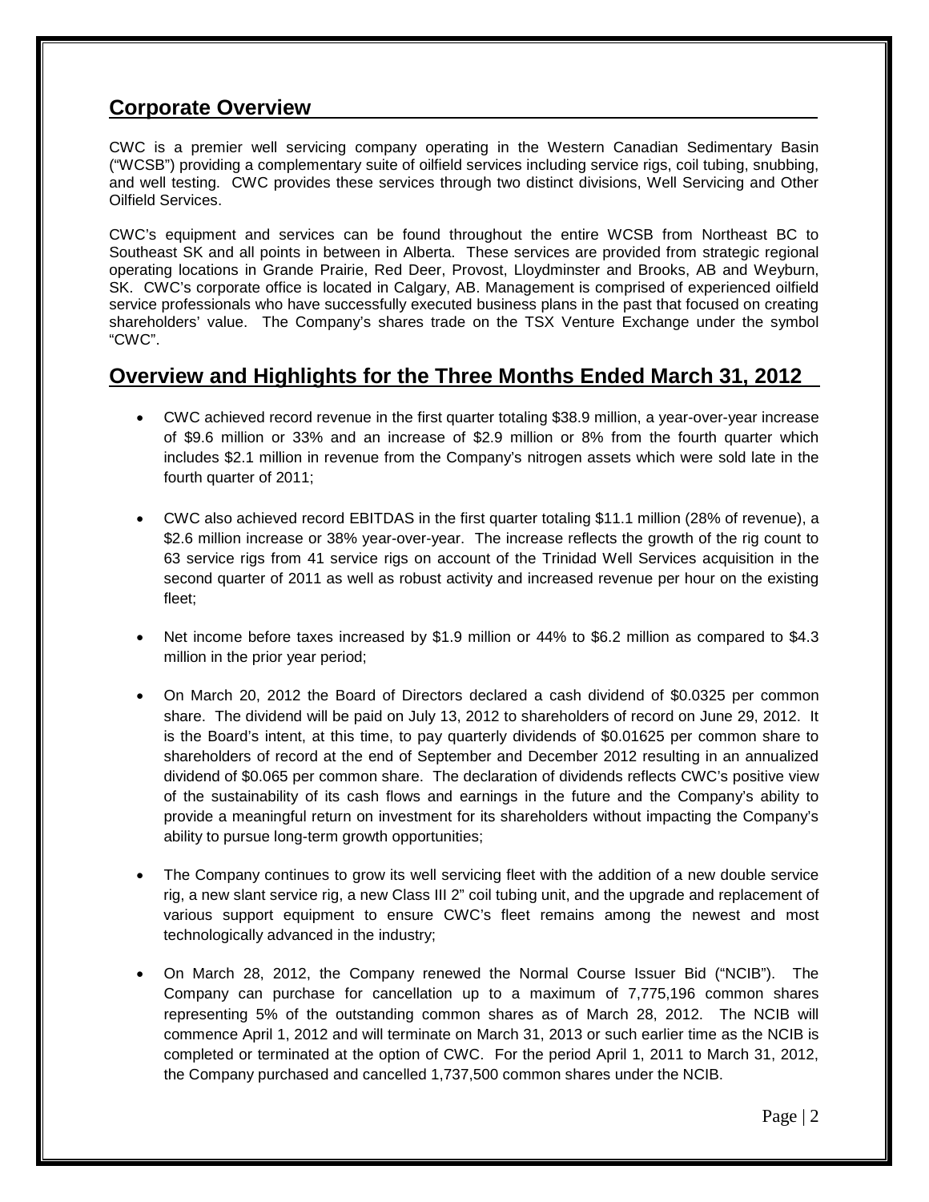## Corporate Overview

CWC is a premier well servicing company operating in the Western Canadian Sedimentary Basin ("WCSB") providing a complementary suite of oilfield services including service rigs, coil tubing, snubbing, and well testing. CWC provides these services through two distinct divisions, Well Servicing and Other Oilfield Services.

CWC's equipment and services can be found throughout the entire WCSB from Northeast BC to Southeast SK and all points in between in Alberta. These services are provided from strategic regional operating locations in Grande Prairie, Red Deer, Provost, Lloydminster and Brooks, AB and Weyburn, SK. CWC's corporate office is located in Calgary, AB. Management is comprised of experienced oilfield service professionals who have successfully executed business plans in the past that focused on creating shareholders' value. The Company's shares trade on the TSX Venture Exchange under the symbol "CWC".

## Overview and Highlights for the Three Months Ended March 31, 2012

- CWC achieved record revenue in the first quarter totaling $38.9 million, a year-over-year increase of $9.6 million or 33% and an increase of $2.9 million or 8% from the fourth quarter which includes $2.1 million in revenue from the Company's nitrogen assets which were sold late in the fourth quarter of 2011;

- CWC also achieved record EBITDAS in the first quarter totaling $11.1 million (28% of revenue), a $2.6 million increase or 38% year-over-year. The increase reflects the growth of the rig count to 63 service rigs from 41 service rigs on account of the Trinidad Well Services acquisition in the second quarter of 2011 as well as robust activity and increased revenue per hour on the existing fleet;

- Net income before taxes increased by $1.9 million or 44% to $6.2 million as compared to $4.3 million in the prior year period;

- On March 20, 2012 the Board of Directors declared a cash dividend of $0.0325 per common share. The dividend will be paid on July 13, 2012 to shareholders of record on June 29, 2012. It is the Board's intent, at this time, to pay quarterly dividends of $0.01625 per common share to shareholders of record at the end of September and December 2012 resulting in an annualized dividend of $0.065 per common share. The declaration of dividends reflects CWC's positive view of the sustainability of its cash flows and earnings in the future and the Company's ability to provide a meaningful return on investment for its shareholders without impacting the Company's ability to pursue long-term growth opportunities;

- The Company continues to grow its well servicing fleet with the addition of a new double service rig, a new slant service rig, a new Class III 2" coil tubing unit, and the upgrade and replacement of various support equipment to ensure CWC's fleet remains among the newest and most technologically advanced in the industry;

- On March 28, 2012, the Company renewed the Normal Course Issuer Bid ("NCIB"). The Company can purchase for cancellation up to a maximum of 7,775,196 common shares representing 5% of the outstanding common shares as of March 28, 2012. The NCIB will commence April 1, 2012 and will terminate on March 31, 2013 or such earlier time as the NCIB is completed or terminated at the option of CWC. For the period April 1, 2011 to March 31, 2012, the Company purchased and cancelled 1,737,500 common shares under the NCIB.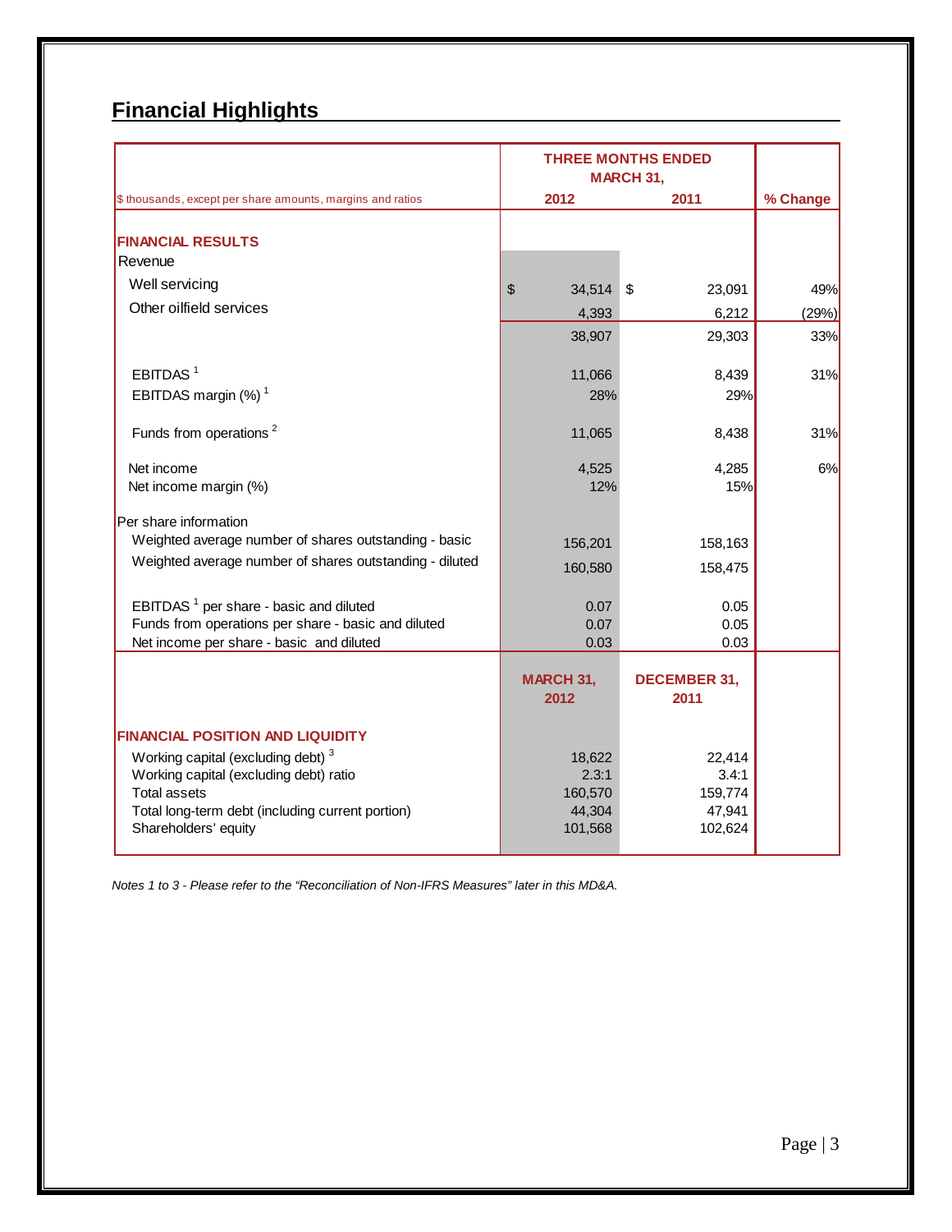## Financial Highlights

| $ thousands, except per share amounts, margins and ratios | THREE MONTHS ENDED MARCH 31, 2012 | 2011 | % Change |
|---|---|---|---|
| **FINANCIAL RESULTS** | | | |
| Revenue | | | |
| Well servicing | $ 34,514 | $ 23,091 | 49% |
| Other oilfield services | 4,393 | 6,212 | (29%) |
| | 38,907 | 29,303 | 33% |
| EBITDAS [1] | 11,066 | 8,439 | 31% |
| EBITDAS margin (%) [1] | 28% | 29% | |
| Funds from operations [2] | 11,065 | 8,438 | 31% |
| Net income | 4,525 | 4,285 | 6% |
| Net income margin (%) | 12% | 15% | |
| Per share information | | | |
| Weighted average number of shares outstanding - basic | 156,201 | 158,163 | |
| Weighted average number of shares outstanding - diluted | 160,580 | 158,475 | |
| EBITDAS [1] per share - basic and diluted | 0.07 | 0.05 | |
| Funds from operations per share - basic and diluted | 0.07 | 0.05 | |
| Net income per share - basic and diluted | 0.03 | 0.03 | |
| | **MARCH 31, 2012** | **DECEMBER 31, 2011** | |
| **FINANCIAL POSITION AND LIQUIDITY** | | | |
| Working capital (excluding debt) [3] | 18,622 | 22,414 | |
| Working capital (excluding debt) ratio | 2.3:1 | 3.4:1 | |
| Total assets | 160,570 | 159,774 | |
| Total long-term debt (including current portion) | 44,304 | 47,941 | |
| Shareholders' equity | 101,568 | 102,624 | |

*Notes 1 to 3 - Please refer to the "Reconciliation of Non-IFRS Measures" later in this MD&A.*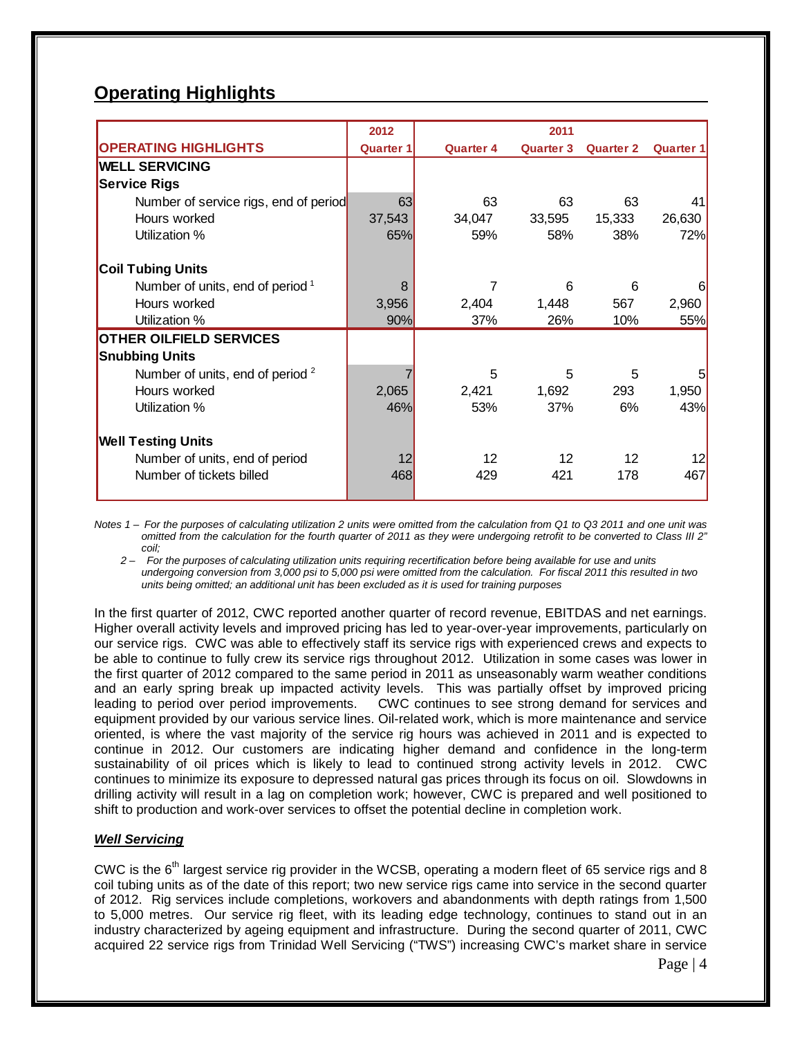## Operating Highlights

| OPERATING HIGHLIGHTS | 2012 Quarter 1 | 2011 Quarter 4 | 2011 Quarter 3 | 2011 Quarter 2 | 2011 Quarter 1 |
|---|---|---|---|---|---|
| **WELL SERVICING** | | | | | |
| **Service Rigs** | | | | | |
| Number of service rigs, end of period | 63 | 63 | 63 | 63 | 41 |
| Hours worked | 37,543 | 34,047 | 33,595 | 15,333 | 26,630 |
| Utilization % | 65% | 59% | 58% | 38% | 72% |
| **Coil Tubing Units** | | | | | |
| Number of units, end of period [1] | 8 | 7 | 6 | 6 | 6 |
| Hours worked | 3,956 | 2,404 | 1,448 | 567 | 2,960 |
| Utilization % | 90% | 37% | 26% | 10% | 55% |
| **OTHER OILFIELD SERVICES** | | | | | |
| **Snubbing Units** | | | | | |
| Number of units, end of period [2] | 7 | 5 | 5 | 5 | 5 |
| Hours worked | 2,065 | 2,421 | 1,692 | 293 | 1,950 |
| Utilization % | 46% | 53% | 37% | 6% | 43% |
| **Well Testing Units** | | | | | |
| Number of units, end of period | 12 | 12 | 12 | 12 | 12 |
| Number of tickets billed | 468 | 429 | 421 | 178 | 467 |

*Notes 1 – For the purposes of calculating utilization 2 units were omitted from the calculation from Q1 to Q3 2011 and one unit was omitted from the calculation for the fourth quarter of 2011 as they were undergoing retrofit to be converted to Class III 2" coil;*

*2 – For the purposes of calculating utilization units requiring recertification before being available for use and units undergoing conversion from 3,000 psi to 5,000 psi were omitted from the calculation. For fiscal 2011 this resulted in two units being omitted; an additional unit has been excluded as it is used for training purposes*

In the first quarter of 2012, CWC reported another quarter of record revenue, EBITDAS and net earnings. Higher overall activity levels and improved pricing has led to year-over-year improvements, particularly on our service rigs. CWC was able to effectively staff its service rigs with experienced crews and expects to be able to continue to fully crew its service rigs throughout 2012. Utilization in some cases was lower in the first quarter of 2012 compared to the same period in 2011 as unseasonably warm weather conditions and an early spring break up impacted activity levels. This was partially offset by improved pricing leading to period over period improvements. CWC continues to see strong demand for services and equipment provided by our various service lines. Oil-related work, which is more maintenance and service oriented, is where the vast majority of the service rig hours was achieved in 2011 and is expected to continue in 2012. Our customers are indicating higher demand and confidence in the long-term sustainability of oil prices which is likely to lead to continued strong activity levels in 2012. CWC continues to minimize its exposure to depressed natural gas prices through its focus on oil. Slowdowns in drilling activity will result in a lag on completion work; however, CWC is prepared and well positioned to shift to production and work-over services to offset the potential decline in completion work.

### ***Well Servicing***

CWC is the 6th largest service rig provider in the WCSB, operating a modern fleet of 65 service rigs and 8 coil tubing units as of the date of this report; two new service rigs came into service in the second quarter of 2012. Rig services include completions, workovers and abandonments with depth ratings from 1,500 to 5,000 metres. Our service rig fleet, with its leading edge technology, continues to stand out in an industry characterized by ageing equipment and infrastructure. During the second quarter of 2011, CWC acquired 22 service rigs from Trinidad Well Servicing ("TWS") increasing CWC's market share in service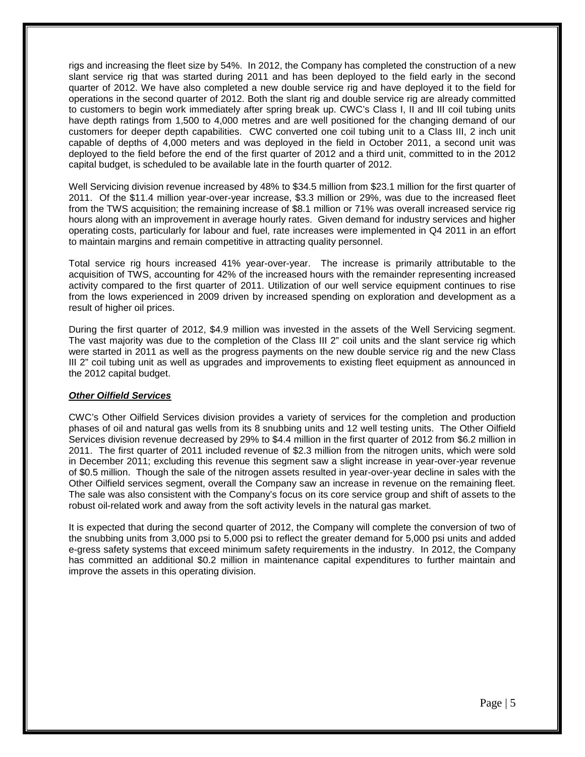rigs and increasing the fleet size by 54%. In 2012, the Company has completed the construction of a new slant service rig that was started during 2011 and has been deployed to the field early in the second quarter of 2012. We have also completed a new double service rig and have deployed it to the field for operations in the second quarter of 2012. Both the slant rig and double service rig are already committed to customers to begin work immediately after spring break up. CWC's Class I, II and III coil tubing units have depth ratings from 1,500 to 4,000 metres and are well positioned for the changing demand of our customers for deeper depth capabilities. CWC converted one coil tubing unit to a Class III, 2 inch unit capable of depths of 4,000 meters and was deployed in the field in October 2011, a second unit was deployed to the field before the end of the first quarter of 2012 and a third unit, committed to in the 2012 capital budget, is scheduled to be available late in the fourth quarter of 2012.

Well Servicing division revenue increased by 48% to $34.5 million from $23.1 million for the first quarter of 2011. Of the $11.4 million year-over-year increase, $3.3 million or 29%, was due to the increased fleet from the TWS acquisition; the remaining increase of $8.1 million or 71% was overall increased service rig hours along with an improvement in average hourly rates. Given demand for industry services and higher operating costs, particularly for labour and fuel, rate increases were implemented in Q4 2011 in an effort to maintain margins and remain competitive in attracting quality personnel.

Total service rig hours increased 41% year-over-year. The increase is primarily attributable to the acquisition of TWS, accounting for 42% of the increased hours with the remainder representing increased activity compared to the first quarter of 2011. Utilization of our well service equipment continues to rise from the lows experienced in 2009 driven by increased spending on exploration and development as a result of higher oil prices.

During the first quarter of 2012, $4.9 million was invested in the assets of the Well Servicing segment. The vast majority was due to the completion of the Class III 2" coil units and the slant service rig which were started in 2011 as well as the progress payments on the new double service rig and the new Class III 2" coil tubing unit as well as upgrades and improvements to existing fleet equipment as announced in the 2012 capital budget.

***Other Oilfield Services***

CWC's Other Oilfield Services division provides a variety of services for the completion and production phases of oil and natural gas wells from its 8 snubbing units and 12 well testing units. The Other Oilfield Services division revenue decreased by 29% to $4.4 million in the first quarter of 2012 from $6.2 million in 2011. The first quarter of 2011 included revenue of $2.3 million from the nitrogen units, which were sold in December 2011; excluding this revenue this segment saw a slight increase in year-over-year revenue of $0.5 million. Though the sale of the nitrogen assets resulted in year-over-year decline in sales with the Other Oilfield services segment, overall the Company saw an increase in revenue on the remaining fleet. The sale was also consistent with the Company's focus on its core service group and shift of assets to the robust oil-related work and away from the soft activity levels in the natural gas market.

It is expected that during the second quarter of 2012, the Company will complete the conversion of two of the snubbing units from 3,000 psi to 5,000 psi to reflect the greater demand for 5,000 psi units and added e-gress safety systems that exceed minimum safety requirements in the industry. In 2012, the Company has committed an additional $0.2 million in maintenance capital expenditures to further maintain and improve the assets in this operating division.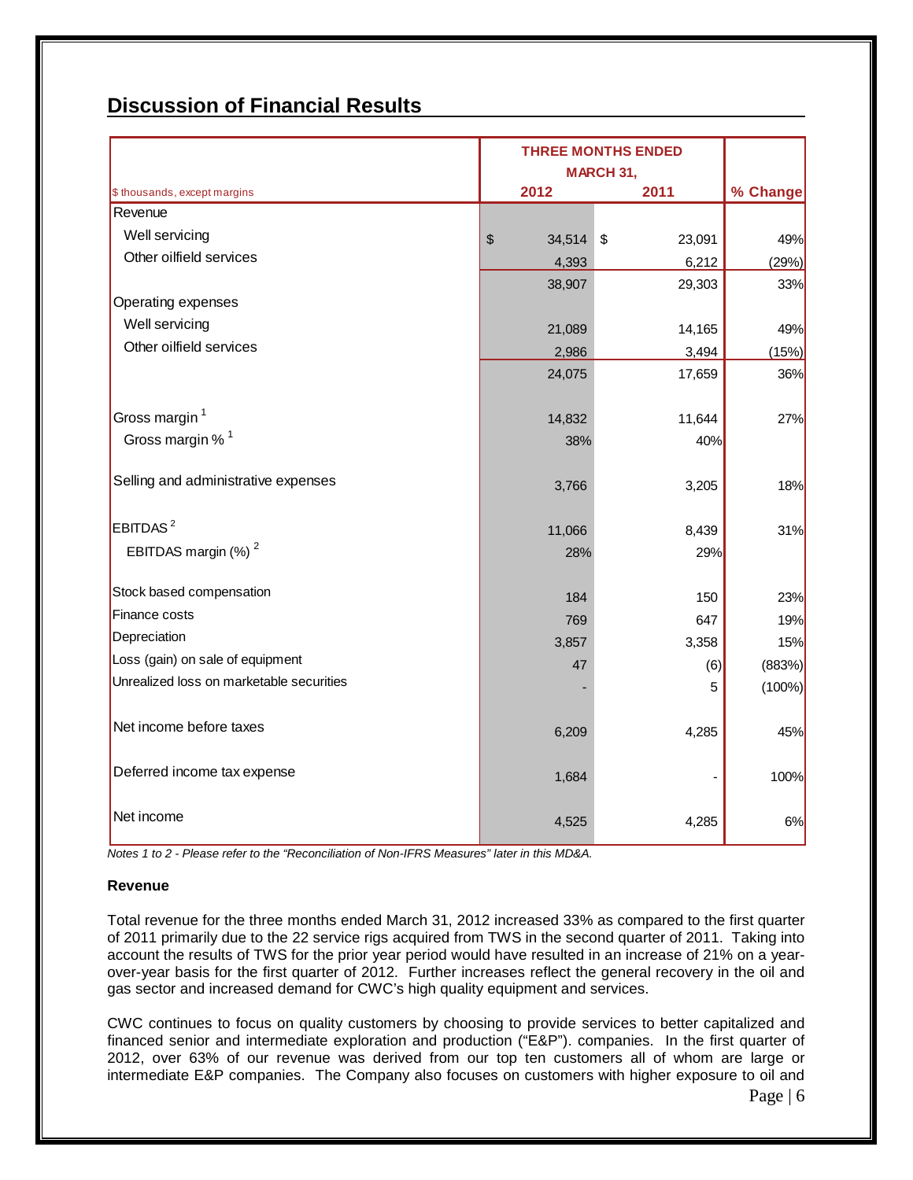## Discussion of Financial Results

| $ thousands, except margins | THREE MONTHS ENDED MARCH 31, 2012 | 2011 | % Change |
|---|---|---|---|
| Revenue | | | |
| Well servicing | $ 34,514 | $ 23,091 | 49% |
| Other oilfield services | 4,393 | 6,212 | (29%) |
| | 38,907 | 29,303 | 33% |
| Operating expenses | | | |
| Well servicing | 21,089 | 14,165 | 49% |
| Other oilfield services | 2,986 | 3,494 | (15%) |
| | 24,075 | 17,659 | 36% |
| Gross margin [1] | 14,832 | 11,644 | 27% |
| Gross margin % [1] | 38% | 40% | |
| Selling and administrative expenses | 3,766 | 3,205 | 18% |
| EBITDAS [2] | 11,066 | 8,439 | 31% |
| EBITDAS margin (%) [2] | 28% | 29% | |
| Stock based compensation | 184 | 150 | 23% |
| Finance costs | 769 | 647 | 19% |
| Depreciation | 3,857 | 3,358 | 15% |
| Loss (gain) on sale of equipment | 47 | (6) | (883%) |
| Unrealized loss on marketable securities | - | 5 | (100%) |
| Net income before taxes | 6,209 | 4,285 | 45% |
| Deferred income tax expense | 1,684 | - | 100% |
| Net income | 4,525 | 4,285 | 6% |

*Notes 1 to 2 - Please refer to the "Reconciliation of Non-IFRS Measures" later in this MD&A.*

**Revenue**

Total revenue for the three months ended March 31, 2012 increased 33% as compared to the first quarter of 2011 primarily due to the 22 service rigs acquired from TWS in the second quarter of 2011. Taking into account the results of TWS for the prior year period would have resulted in an increase of 21% on a year-over-year basis for the first quarter of 2012. Further increases reflect the general recovery in the oil and gas sector and increased demand for CWC's high quality equipment and services.

CWC continues to focus on quality customers by choosing to provide services to better capitalized and financed senior and intermediate exploration and production ("E&P"). companies. In the first quarter of 2012, over 63% of our revenue was derived from our top ten customers all of whom are large or intermediate E&P companies. The Company also focuses on customers with higher exposure to oil and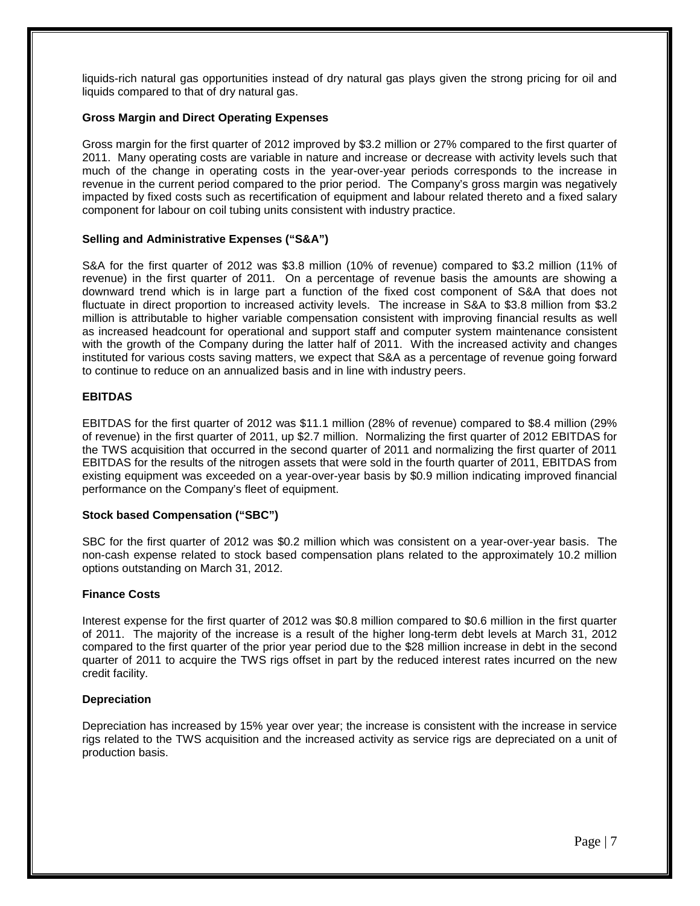liquids-rich natural gas opportunities instead of dry natural gas plays given the strong pricing for oil and liquids compared to that of dry natural gas.

### Gross Margin and Direct Operating Expenses

Gross margin for the first quarter of 2012 improved by $3.2 million or 27% compared to the first quarter of 2011. Many operating costs are variable in nature and increase or decrease with activity levels such that much of the change in operating costs in the year-over-year periods corresponds to the increase in revenue in the current period compared to the prior period. The Company's gross margin was negatively impacted by fixed costs such as recertification of equipment and labour related thereto and a fixed salary component for labour on coil tubing units consistent with industry practice.

### Selling and Administrative Expenses ("S&A")

S&A for the first quarter of 2012 was $3.8 million (10% of revenue) compared to $3.2 million (11% of revenue) in the first quarter of 2011. On a percentage of revenue basis the amounts are showing a downward trend which is in large part a function of the fixed cost component of S&A that does not fluctuate in direct proportion to increased activity levels. The increase in S&A to $3.8 million from $3.2 million is attributable to higher variable compensation consistent with improving financial results as well as increased headcount for operational and support staff and computer system maintenance consistent with the growth of the Company during the latter half of 2011. With the increased activity and changes instituted for various costs saving matters, we expect that S&A as a percentage of revenue going forward to continue to reduce on an annualized basis and in line with industry peers.

### EBITDAS

EBITDAS for the first quarter of 2012 was $11.1 million (28% of revenue) compared to $8.4 million (29% of revenue) in the first quarter of 2011, up $2.7 million. Normalizing the first quarter of 2012 EBITDAS for the TWS acquisition that occurred in the second quarter of 2011 and normalizing the first quarter of 2011 EBITDAS for the results of the nitrogen assets that were sold in the fourth quarter of 2011, EBITDAS from existing equipment was exceeded on a year-over-year basis by $0.9 million indicating improved financial performance on the Company's fleet of equipment.

### Stock based Compensation ("SBC")

SBC for the first quarter of 2012 was $0.2 million which was consistent on a year-over-year basis. The non-cash expense related to stock based compensation plans related to the approximately 10.2 million options outstanding on March 31, 2012.

### Finance Costs

Interest expense for the first quarter of 2012 was $0.8 million compared to $0.6 million in the first quarter of 2011. The majority of the increase is a result of the higher long-term debt levels at March 31, 2012 compared to the first quarter of the prior year period due to the $28 million increase in debt in the second quarter of 2011 to acquire the TWS rigs offset in part by the reduced interest rates incurred on the new credit facility.

### Depreciation

Depreciation has increased by 15% year over year; the increase is consistent with the increase in service rigs related to the TWS acquisition and the increased activity as service rigs are depreciated on a unit of production basis.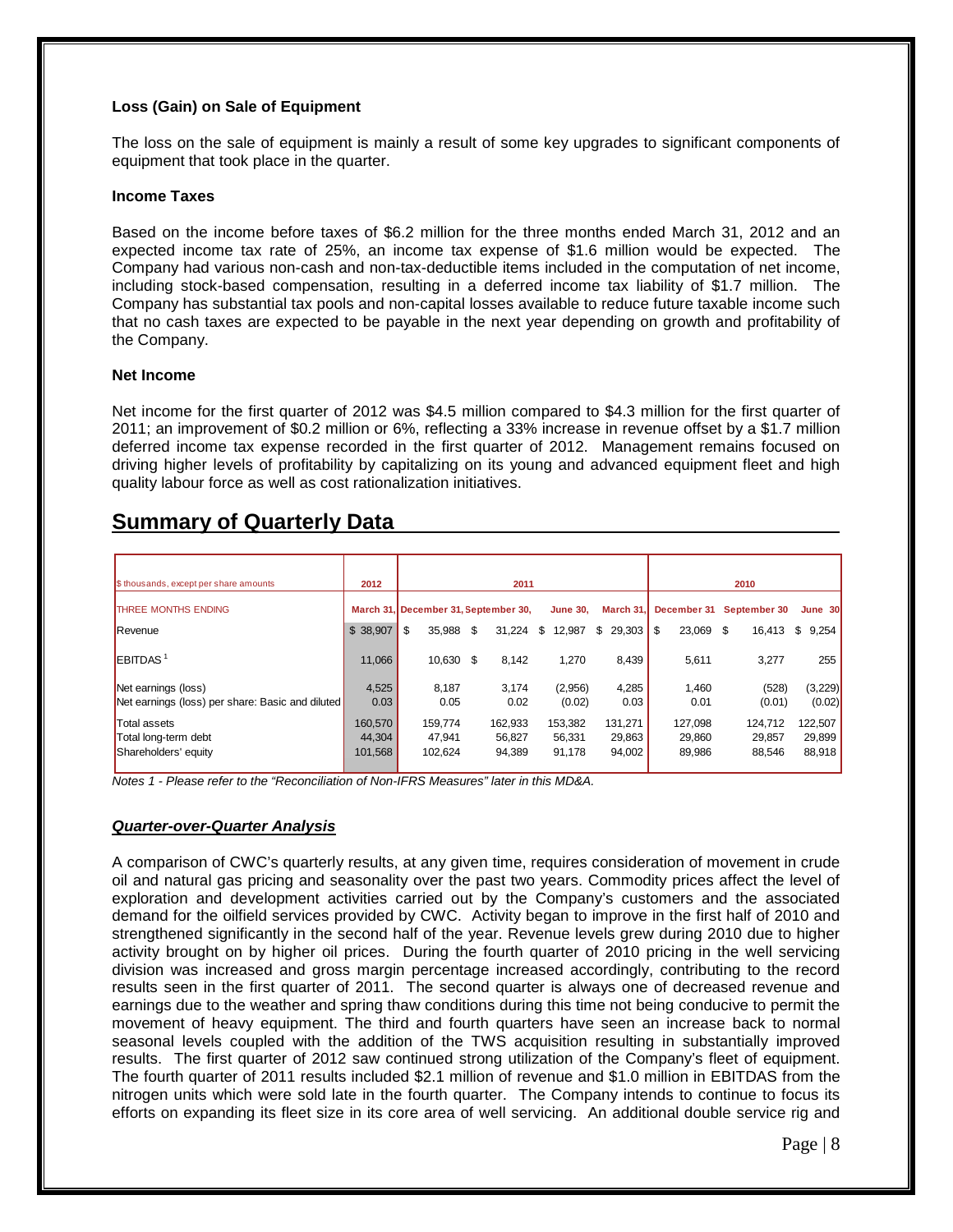**Loss (Gain) on Sale of Equipment**

The loss on the sale of equipment is mainly a result of some key upgrades to significant components of equipment that took place in the quarter.

**Income Taxes**

Based on the income before taxes of $6.2 million for the three months ended March 31, 2012 and an expected income tax rate of 25%, an income tax expense of $1.6 million would be expected. The Company had various non-cash and non-tax-deductible items included in the computation of net income, including stock-based compensation, resulting in a deferred income tax liability of $1.7 million. The Company has substantial tax pools and non-capital losses available to reduce future taxable income such that no cash taxes are expected to be payable in the next year depending on growth and profitability of the Company.

**Net Income**

Net income for the first quarter of 2012 was $4.5 million compared to $4.3 million for the first quarter of 2011; an improvement of $0.2 million or 6%, reflecting a 33% increase in revenue offset by a $1.7 million deferred income tax expense recorded in the first quarter of 2012. Management remains focused on driving higher levels of profitability by capitalizing on its young and advanced equipment fleet and high quality labour force as well as cost rationalization initiatives.

## Summary of Quarterly Data

| $ thousands, except per share amounts | 2012 | 2011 | | | | 2010 | | |
|---|---|---|---|---|---|---|---|---|
| THREE MONTHS ENDING | March 31, | December 31, | September 30, | June 30, | March 31, | December 31 | September 30 | June 30 |
| Revenue | $ 38,907 | $ 35,988 | $ 31,224 | $ 12,987 | $ 29,303 | $ 23,069 | $ 16,413 | $ 9,254 |
| EBITDAS[1] | 11,066 | 10,630 | $ 8,142 | 1,270 | 8,439 | 5,611 | 3,277 | 255 |
| Net earnings (loss) | 4,525 | 8,187 | 3,174 | (2,956) | 4,285 | 1,460 | (528) | (3,229) |
| Net earnings (loss) per share: Basic and diluted | 0.03 | 0.05 | 0.02 | (0.02) | 0.03 | 0.01 | (0.01) | (0.02) |
| Total assets | 160,570 | 159,774 | 162,933 | 153,382 | 131,271 | 127,098 | 124,712 | 122,507 |
| Total long-term debt | 44,304 | 47,941 | 56,827 | 56,331 | 29,863 | 29,860 | 29,857 | 29,899 |
| Shareholders' equity | 101,568 | 102,624 | 94,389 | 91,178 | 94,002 | 89,986 | 88,546 | 88,918 |

*Notes 1 - Please refer to the "Reconciliation of Non-IFRS Measures" later in this MD&A.*

***Quarter-over-Quarter Analysis***

A comparison of CWC's quarterly results, at any given time, requires consideration of movement in crude oil and natural gas pricing and seasonality over the past two years. Commodity prices affect the level of exploration and development activities carried out by the Company's customers and the associated demand for the oilfield services provided by CWC. Activity began to improve in the first half of 2010 and strengthened significantly in the second half of the year. Revenue levels grew during 2010 due to higher activity brought on by higher oil prices. During the fourth quarter of 2010 pricing in the well servicing division was increased and gross margin percentage increased accordingly, contributing to the record results seen in the first quarter of 2011. The second quarter is always one of decreased revenue and earnings due to the weather and spring thaw conditions during this time not being conducive to permit the movement of heavy equipment. The third and fourth quarters have seen an increase back to normal seasonal levels coupled with the addition of the TWS acquisition resulting in substantially improved results. The first quarter of 2012 saw continued strong utilization of the Company's fleet of equipment. The fourth quarter of 2011 results included $2.1 million of revenue and $1.0 million in EBITDAS from the nitrogen units which were sold late in the fourth quarter. The Company intends to continue to focus its efforts on expanding its fleet size in its core area of well servicing. An additional double service rig and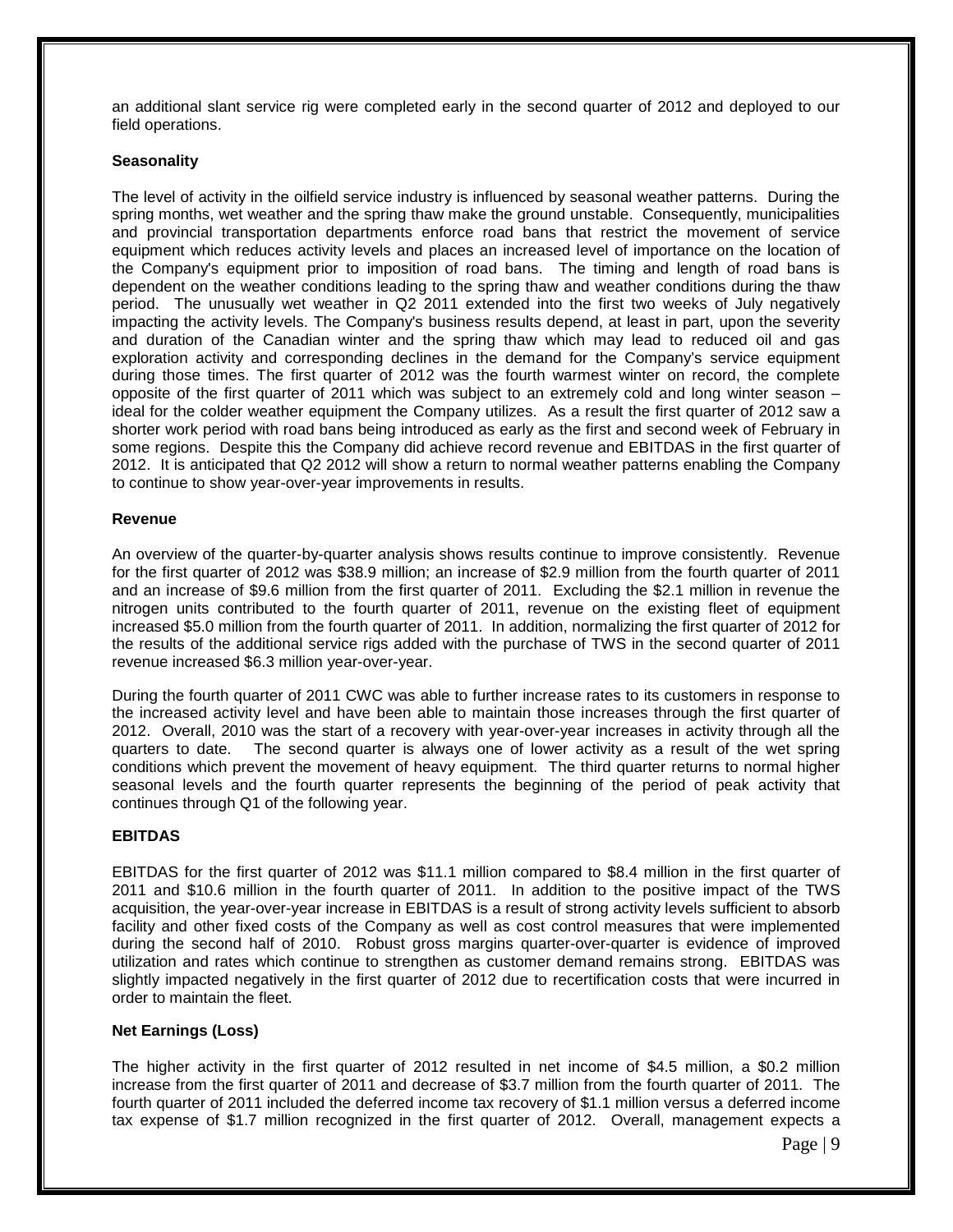an additional slant service rig were completed early in the second quarter of 2012 and deployed to our field operations.

**Seasonality**

The level of activity in the oilfield service industry is influenced by seasonal weather patterns. During the spring months, wet weather and the spring thaw make the ground unstable. Consequently, municipalities and provincial transportation departments enforce road bans that restrict the movement of service equipment which reduces activity levels and places an increased level of importance on the location of the Company's equipment prior to imposition of road bans. The timing and length of road bans is dependent on the weather conditions leading to the spring thaw and weather conditions during the thaw period. The unusually wet weather in Q2 2011 extended into the first two weeks of July negatively impacting the activity levels. The Company's business results depend, at least in part, upon the severity and duration of the Canadian winter and the spring thaw which may lead to reduced oil and gas exploration activity and corresponding declines in the demand for the Company's service equipment during those times. The first quarter of 2012 was the fourth warmest winter on record, the complete opposite of the first quarter of 2011 which was subject to an extremely cold and long winter season – ideal for the colder weather equipment the Company utilizes. As a result the first quarter of 2012 saw a shorter work period with road bans being introduced as early as the first and second week of February in some regions. Despite this the Company did achieve record revenue and EBITDAS in the first quarter of 2012. It is anticipated that Q2 2012 will show a return to normal weather patterns enabling the Company to continue to show year-over-year improvements in results.

**Revenue**

An overview of the quarter-by-quarter analysis shows results continue to improve consistently. Revenue for the first quarter of 2012 was $38.9 million; an increase of $2.9 million from the fourth quarter of 2011 and an increase of $9.6 million from the first quarter of 2011. Excluding the $2.1 million in revenue the nitrogen units contributed to the fourth quarter of 2011, revenue on the existing fleet of equipment increased $5.0 million from the fourth quarter of 2011. In addition, normalizing the first quarter of 2012 for the results of the additional service rigs added with the purchase of TWS in the second quarter of 2011 revenue increased $6.3 million year-over-year.

During the fourth quarter of 2011 CWC was able to further increase rates to its customers in response to the increased activity level and have been able to maintain those increases through the first quarter of 2012. Overall, 2010 was the start of a recovery with year-over-year increases in activity through all the quarters to date. The second quarter is always one of lower activity as a result of the wet spring conditions which prevent the movement of heavy equipment. The third quarter returns to normal higher seasonal levels and the fourth quarter represents the beginning of the period of peak activity that continues through Q1 of the following year.

**EBITDAS**

EBITDAS for the first quarter of 2012 was $11.1 million compared to $8.4 million in the first quarter of 2011 and $10.6 million in the fourth quarter of 2011. In addition to the positive impact of the TWS acquisition, the year-over-year increase in EBITDAS is a result of strong activity levels sufficient to absorb facility and other fixed costs of the Company as well as cost control measures that were implemented during the second half of 2010. Robust gross margins quarter-over-quarter is evidence of improved utilization and rates which continue to strengthen as customer demand remains strong. EBITDAS was slightly impacted negatively in the first quarter of 2012 due to recertification costs that were incurred in order to maintain the fleet.

**Net Earnings (Loss)**

The higher activity in the first quarter of 2012 resulted in net income of $4.5 million, a $0.2 million increase from the first quarter of 2011 and decrease of $3.7 million from the fourth quarter of 2011. The fourth quarter of 2011 included the deferred income tax recovery of $1.1 million versus a deferred income tax expense of $1.7 million recognized in the first quarter of 2012. Overall, management expects a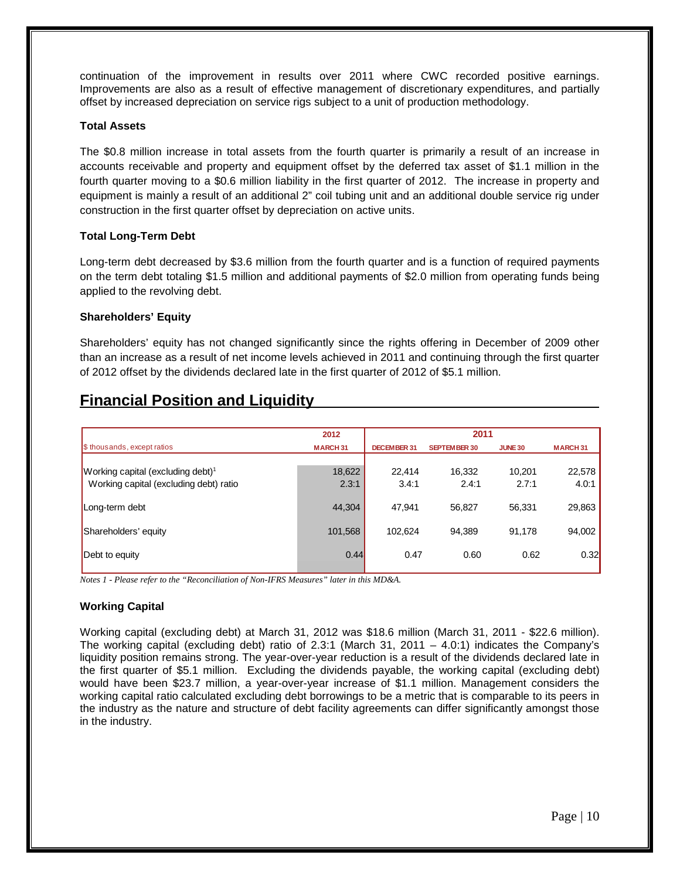continuation of the improvement in results over 2011 where CWC recorded positive earnings. Improvements are also as a result of effective management of discretionary expenditures, and partially offset by increased depreciation on service rigs subject to a unit of production methodology.

**Total Assets**

The $0.8 million increase in total assets from the fourth quarter is primarily a result of an increase in accounts receivable and property and equipment offset by the deferred tax asset of $1.1 million in the fourth quarter moving to a $0.6 million liability in the first quarter of 2012. The increase in property and equipment is mainly a result of an additional 2" coil tubing unit and an additional double service rig under construction in the first quarter offset by depreciation on active units.

**Total Long-Term Debt**

Long-term debt decreased by $3.6 million from the fourth quarter and is a function of required payments on the term debt totaling $1.5 million and additional payments of $2.0 million from operating funds being applied to the revolving debt.

**Shareholders' Equity**

Shareholders' equity has not changed significantly since the rights offering in December of 2009 other than an increase as a result of net income levels achieved in 2011 and continuing through the first quarter of 2012 offset by the dividends declared late in the first quarter of 2012 of $5.1 million.

## Financial Position and Liquidity

| | 2012 | 2011 | | | |
|---|---|---|---|---|---|
| $ thousands, except ratios | MARCH 31 | DECEMBER 31 | SEPTEMBER 30 | JUNE 30 | MARCH 31 |
| Working capital (excluding debt)[1] | 18,622 | 22,414 | 16,332 | 10,201 | 22,578 |
| Working capital (excluding debt) ratio | 2.3:1 | 3.4:1 | 2.4:1 | 2.7:1 | 4.0:1 |
| Long-term debt | 44,304 | 47,941 | 56,827 | 56,331 | 29,863 |
| Shareholders' equity | 101,568 | 102,624 | 94,389 | 91,178 | 94,002 |
| Debt to equity | 0.44 | 0.47 | 0.60 | 0.62 | 0.32 |

*Notes 1 - Please refer to the "Reconciliation of Non-IFRS Measures" later in this MD&A.*

**Working Capital**

Working capital (excluding debt) at March 31, 2012 was $18.6 million (March 31, 2011 - $22.6 million). The working capital (excluding debt) ratio of 2.3:1 (March 31, 2011 – 4.0:1) indicates the Company's liquidity position remains strong. The year-over-year reduction is a result of the dividends declared late in the first quarter of $5.1 million. Excluding the dividends payable, the working capital (excluding debt) would have been $23.7 million, a year-over-year increase of $1.1 million. Management considers the working capital ratio calculated excluding debt borrowings to be a metric that is comparable to its peers in the industry as the nature and structure of debt facility agreements can differ significantly amongst those in the industry.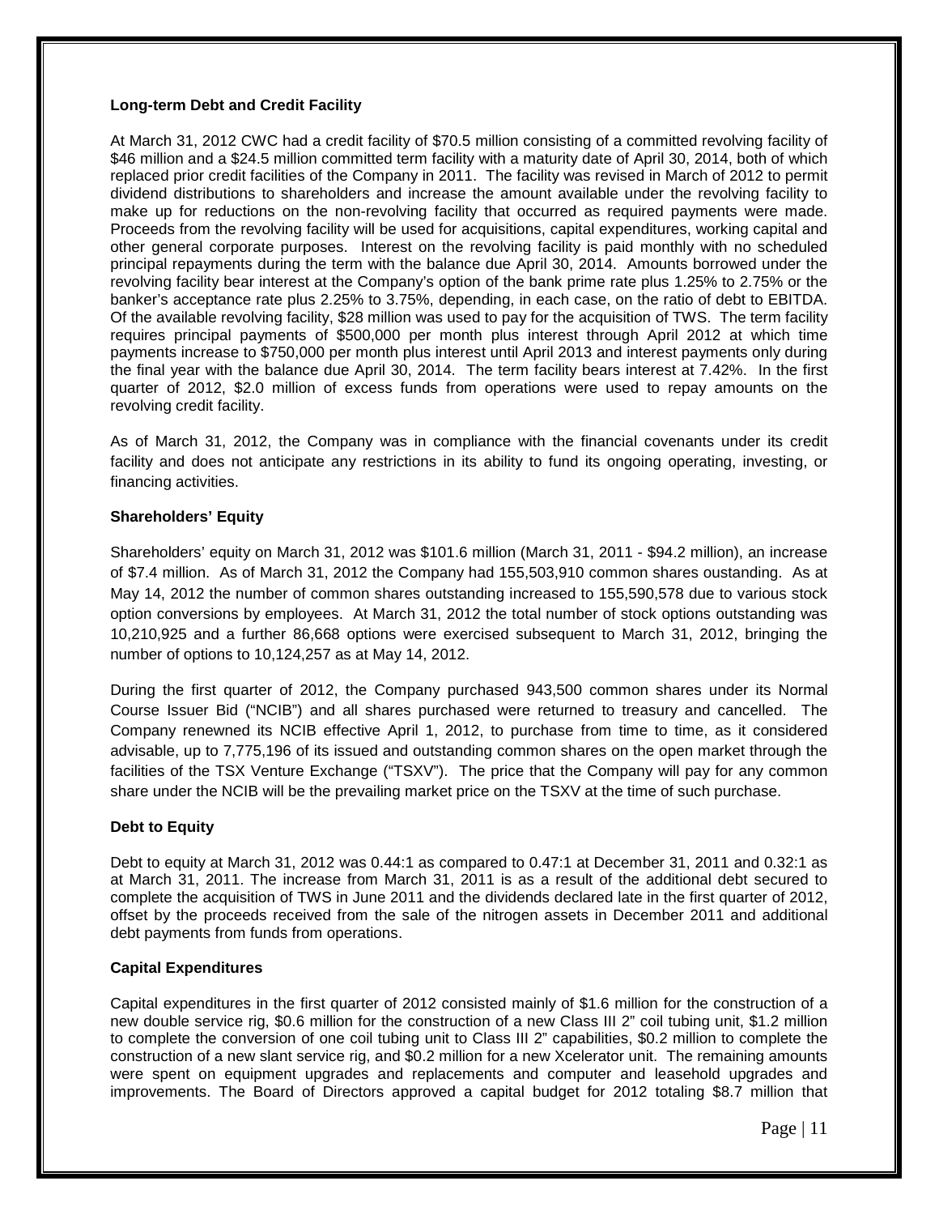**Long-term Debt and Credit Facility**

At March 31, 2012 CWC had a credit facility of $70.5 million consisting of a committed revolving facility of $46 million and a $24.5 million committed term facility with a maturity date of April 30, 2014, both of which replaced prior credit facilities of the Company in 2011. The facility was revised in March of 2012 to permit dividend distributions to shareholders and increase the amount available under the revolving facility to make up for reductions on the non-revolving facility that occurred as required payments were made. Proceeds from the revolving facility will be used for acquisitions, capital expenditures, working capital and other general corporate purposes. Interest on the revolving facility is paid monthly with no scheduled principal repayments during the term with the balance due April 30, 2014. Amounts borrowed under the revolving facility bear interest at the Company's option of the bank prime rate plus 1.25% to 2.75% or the banker's acceptance rate plus 2.25% to 3.75%, depending, in each case, on the ratio of debt to EBITDA. Of the available revolving facility, $28 million was used to pay for the acquisition of TWS. The term facility requires principal payments of $500,000 per month plus interest through April 2012 at which time payments increase to $750,000 per month plus interest until April 2013 and interest payments only during the final year with the balance due April 30, 2014. The term facility bears interest at 7.42%. In the first quarter of 2012, $2.0 million of excess funds from operations were used to repay amounts on the revolving credit facility.

As of March 31, 2012, the Company was in compliance with the financial covenants under its credit facility and does not anticipate any restrictions in its ability to fund its ongoing operating, investing, or financing activities.

**Shareholders' Equity**

Shareholders' equity on March 31, 2012 was $101.6 million (March 31, 2011 - $94.2 million), an increase of $7.4 million. As of March 31, 2012 the Company had 155,503,910 common shares oustanding. As at May 14, 2012 the number of common shares outstanding increased to 155,590,578 due to various stock option conversions by employees. At March 31, 2012 the total number of stock options outstanding was 10,210,925 and a further 86,668 options were exercised subsequent to March 31, 2012, bringing the number of options to 10,124,257 as at May 14, 2012.

During the first quarter of 2012, the Company purchased 943,500 common shares under its Normal Course Issuer Bid ("NCIB") and all shares purchased were returned to treasury and cancelled. The Company renewned its NCIB effective April 1, 2012, to purchase from time to time, as it considered advisable, up to 7,775,196 of its issued and outstanding common shares on the open market through the facilities of the TSX Venture Exchange ("TSXV"). The price that the Company will pay for any common share under the NCIB will be the prevailing market price on the TSXV at the time of such purchase.

**Debt to Equity**

Debt to equity at March 31, 2012 was 0.44:1 as compared to 0.47:1 at December 31, 2011 and 0.32:1 as at March 31, 2011. The increase from March 31, 2011 is as a result of the additional debt secured to complete the acquisition of TWS in June 2011 and the dividends declared late in the first quarter of 2012, offset by the proceeds received from the sale of the nitrogen assets in December 2011 and additional debt payments from funds from operations.

**Capital Expenditures**

Capital expenditures in the first quarter of 2012 consisted mainly of $1.6 million for the construction of a new double service rig, $0.6 million for the construction of a new Class III 2" coil tubing unit, $1.2 million to complete the conversion of one coil tubing unit to Class III 2" capabilities, $0.2 million to complete the construction of a new slant service rig, and $0.2 million for a new Xcelerator unit. The remaining amounts were spent on equipment upgrades and replacements and computer and leasehold upgrades and improvements. The Board of Directors approved a capital budget for 2012 totaling $8.7 million that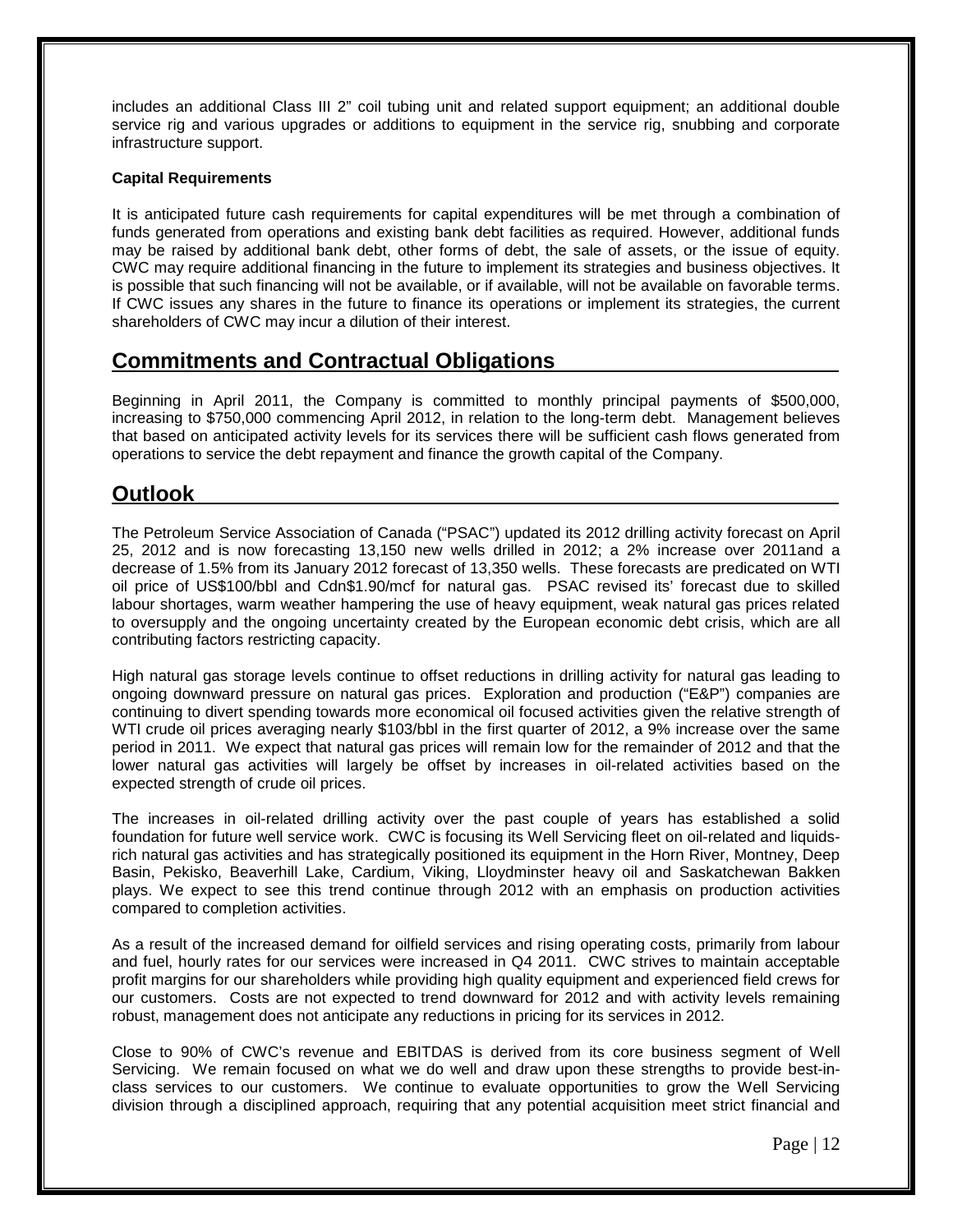includes an additional Class III 2" coil tubing unit and related support equipment; an additional double service rig and various upgrades or additions to equipment in the service rig, snubbing and corporate infrastructure support.

**Capital Requirements**

It is anticipated future cash requirements for capital expenditures will be met through a combination of funds generated from operations and existing bank debt facilities as required. However, additional funds may be raised by additional bank debt, other forms of debt, the sale of assets, or the issue of equity. CWC may require additional financing in the future to implement its strategies and business objectives. It is possible that such financing will not be available, or if available, will not be available on favorable terms. If CWC issues any shares in the future to finance its operations or implement its strategies, the current shareholders of CWC may incur a dilution of their interest.

## Commitments and Contractual Obligations

Beginning in April 2011, the Company is committed to monthly principal payments of $500,000, increasing to $750,000 commencing April 2012, in relation to the long-term debt. Management believes that based on anticipated activity levels for its services there will be sufficient cash flows generated from operations to service the debt repayment and finance the growth capital of the Company.

## Outlook

The Petroleum Service Association of Canada ("PSAC") updated its 2012 drilling activity forecast on April 25, 2012 and is now forecasting 13,150 new wells drilled in 2012; a 2% increase over 2011and a decrease of 1.5% from its January 2012 forecast of 13,350 wells. These forecasts are predicated on WTI oil price of US$100/bbl and Cdn$1.90/mcf for natural gas. PSAC revised its' forecast due to skilled labour shortages, warm weather hampering the use of heavy equipment, weak natural gas prices related to oversupply and the ongoing uncertainty created by the European economic debt crisis, which are all contributing factors restricting capacity.

High natural gas storage levels continue to offset reductions in drilling activity for natural gas leading to ongoing downward pressure on natural gas prices. Exploration and production ("E&P") companies are continuing to divert spending towards more economical oil focused activities given the relative strength of WTI crude oil prices averaging nearly $103/bbl in the first quarter of 2012, a 9% increase over the same period in 2011. We expect that natural gas prices will remain low for the remainder of 2012 and that the lower natural gas activities will largely be offset by increases in oil-related activities based on the expected strength of crude oil prices.

The increases in oil-related drilling activity over the past couple of years has established a solid foundation for future well service work. CWC is focusing its Well Servicing fleet on oil-related and liquids-rich natural gas activities and has strategically positioned its equipment in the Horn River, Montney, Deep Basin, Pekisko, Beaverhill Lake, Cardium, Viking, Lloydminster heavy oil and Saskatchewan Bakken plays. We expect to see this trend continue through 2012 with an emphasis on production activities compared to completion activities.

As a result of the increased demand for oilfield services and rising operating costs, primarily from labour and fuel, hourly rates for our services were increased in Q4 2011. CWC strives to maintain acceptable profit margins for our shareholders while providing high quality equipment and experienced field crews for our customers. Costs are not expected to trend downward for 2012 and with activity levels remaining robust, management does not anticipate any reductions in pricing for its services in 2012.

Close to 90% of CWC's revenue and EBITDAS is derived from its core business segment of Well Servicing. We remain focused on what we do well and draw upon these strengths to provide best-in-class services to our customers. We continue to evaluate opportunities to grow the Well Servicing division through a disciplined approach, requiring that any potential acquisition meet strict financial and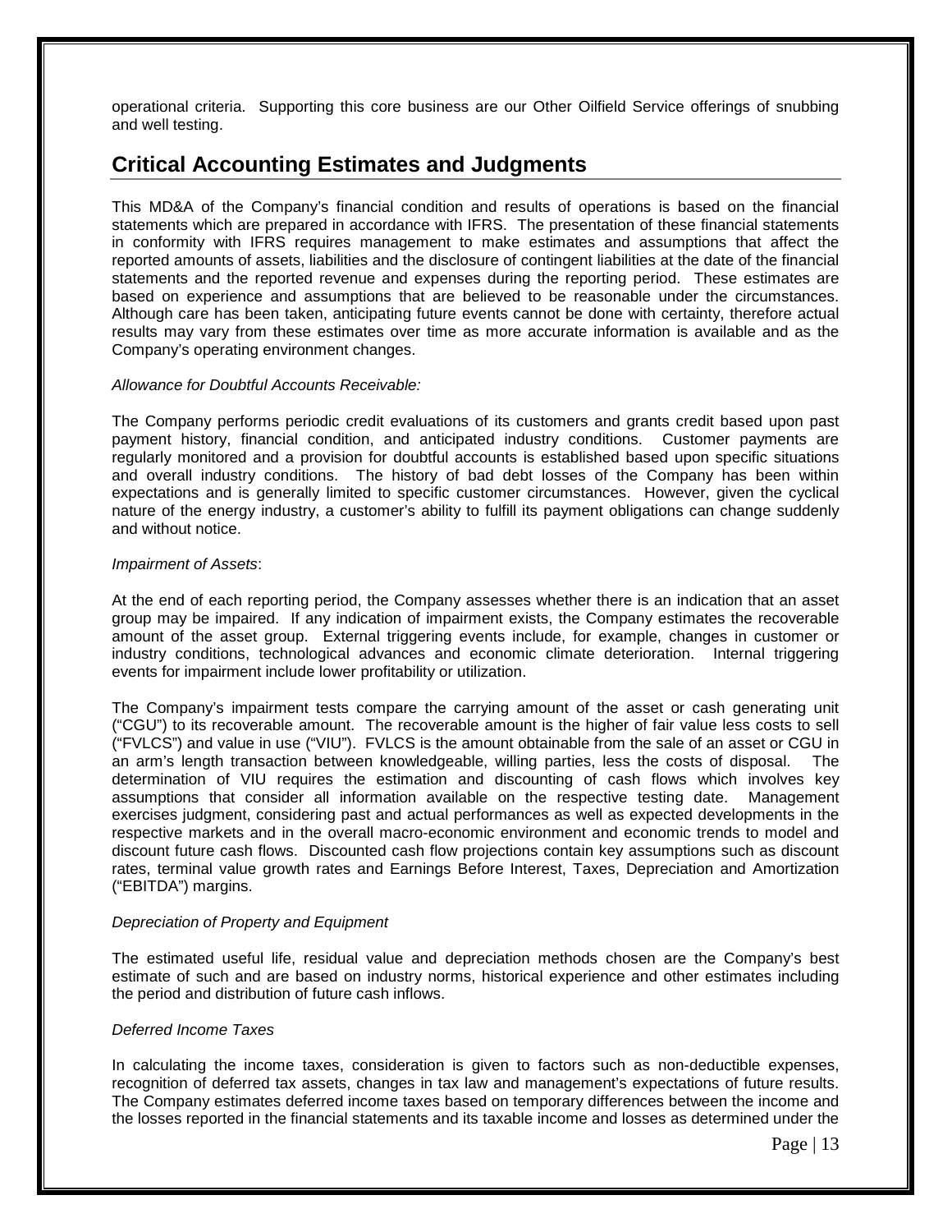operational criteria. Supporting this core business are our Other Oilfield Service offerings of snubbing and well testing.

## Critical Accounting Estimates and Judgments

This MD&A of the Company's financial condition and results of operations is based on the financial statements which are prepared in accordance with IFRS. The presentation of these financial statements in conformity with IFRS requires management to make estimates and assumptions that affect the reported amounts of assets, liabilities and the disclosure of contingent liabilities at the date of the financial statements and the reported revenue and expenses during the reporting period. These estimates are based on experience and assumptions that are believed to be reasonable under the circumstances. Although care has been taken, anticipating future events cannot be done with certainty, therefore actual results may vary from these estimates over time as more accurate information is available and as the Company's operating environment changes.

*Allowance for Doubtful Accounts Receivable:*

The Company performs periodic credit evaluations of its customers and grants credit based upon past payment history, financial condition, and anticipated industry conditions. Customer payments are regularly monitored and a provision for doubtful accounts is established based upon specific situations and overall industry conditions. The history of bad debt losses of the Company has been within expectations and is generally limited to specific customer circumstances. However, given the cyclical nature of the energy industry, a customer's ability to fulfill its payment obligations can change suddenly and without notice.

*Impairment of Assets*:

At the end of each reporting period, the Company assesses whether there is an indication that an asset group may be impaired. If any indication of impairment exists, the Company estimates the recoverable amount of the asset group. External triggering events include, for example, changes in customer or industry conditions, technological advances and economic climate deterioration. Internal triggering events for impairment include lower profitability or utilization.

The Company's impairment tests compare the carrying amount of the asset or cash generating unit ("CGU") to its recoverable amount. The recoverable amount is the higher of fair value less costs to sell ("FVLCS") and value in use ("VIU"). FVLCS is the amount obtainable from the sale of an asset or CGU in an arm's length transaction between knowledgeable, willing parties, less the costs of disposal. The determination of VIU requires the estimation and discounting of cash flows which involves key assumptions that consider all information available on the respective testing date. Management exercises judgment, considering past and actual performances as well as expected developments in the respective markets and in the overall macro-economic environment and economic trends to model and discount future cash flows. Discounted cash flow projections contain key assumptions such as discount rates, terminal value growth rates and Earnings Before Interest, Taxes, Depreciation and Amortization ("EBITDA") margins.

*Depreciation of Property and Equipment*

The estimated useful life, residual value and depreciation methods chosen are the Company's best estimate of such and are based on industry norms, historical experience and other estimates including the period and distribution of future cash inflows.

*Deferred Income Taxes*

In calculating the income taxes, consideration is given to factors such as non-deductible expenses, recognition of deferred tax assets, changes in tax law and management's expectations of future results. The Company estimates deferred income taxes based on temporary differences between the income and the losses reported in the financial statements and its taxable income and losses as determined under the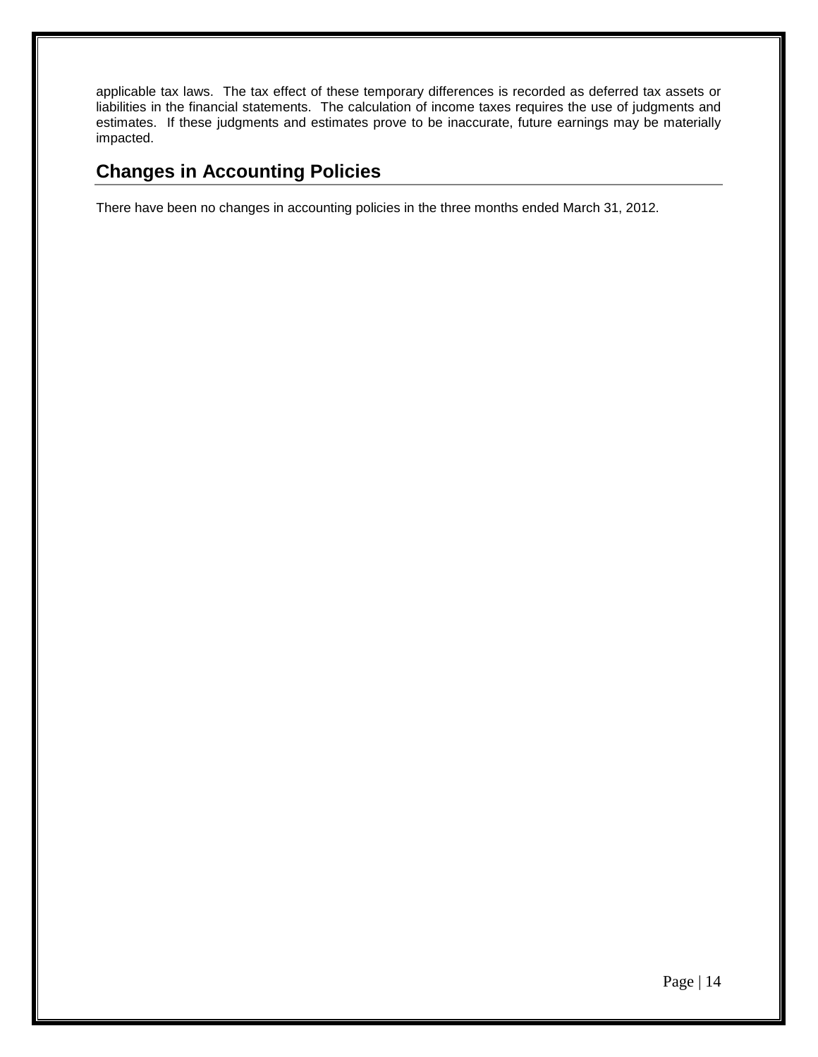applicable tax laws. The tax effect of these temporary differences is recorded as deferred tax assets or liabilities in the financial statements. The calculation of income taxes requires the use of judgments and estimates. If these judgments and estimates prove to be inaccurate, future earnings may be materially impacted.

## Changes in Accounting Policies

There have been no changes in accounting policies in the three months ended March 31, 2012.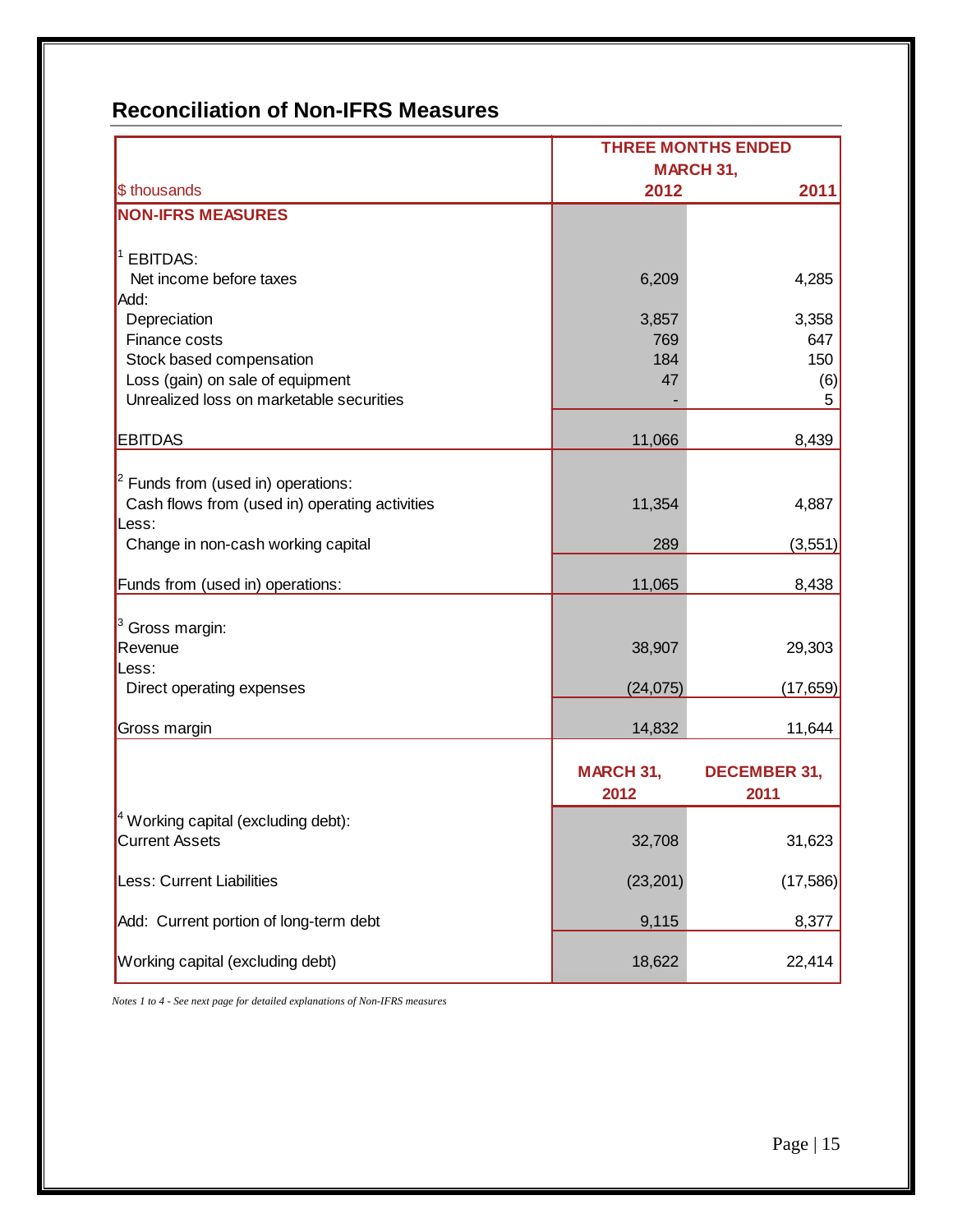## Reconciliation of Non-IFRS Measures

| $ thousands | THREE MONTHS ENDED MARCH 31, 2012 | 2011 |
|---|---|---|
| **NON-IFRS MEASURES** | | |
| [1] EBITDAS: | | |
| Net income before taxes | 6,209 | 4,285 |
| Add: | | |
| Depreciation | 3,857 | 3,358 |
| Finance costs | 769 | 647 |
| Stock based compensation | 184 | 150 |
| Loss (gain) on sale of equipment | 47 | (6) |
| Unrealized loss on marketable securities | - | 5 |
| EBITDAS | 11,066 | 8,439 |
| [2] Funds from (used in) operations: | | |
| Cash flows from (used in) operating activities | 11,354 | 4,887 |
| Less: | | |
| Change in non-cash working capital | 289 | (3,551) |
| Funds from (used in) operations: | 11,065 | 8,438 |
| [3] Gross margin: | | |
| Revenue | 38,907 | 29,303 |
| Less: | | |
| Direct operating expenses | (24,075) | (17,659) |
| Gross margin | 14,832 | 11,644 |
| | **MARCH 31, 2012** | **DECEMBER 31, 2011** |
| [4] Working capital (excluding debt): | | |
| Current Assets | 32,708 | 31,623 |
| Less: Current Liabilities | (23,201) | (17,586) |
| Add: Current portion of long-term debt | 9,115 | 8,377 |
| Working capital (excluding debt) | 18,622 | 22,414 |

*Notes 1 to 4 - See next page for detailed explanations of Non-IFRS measures*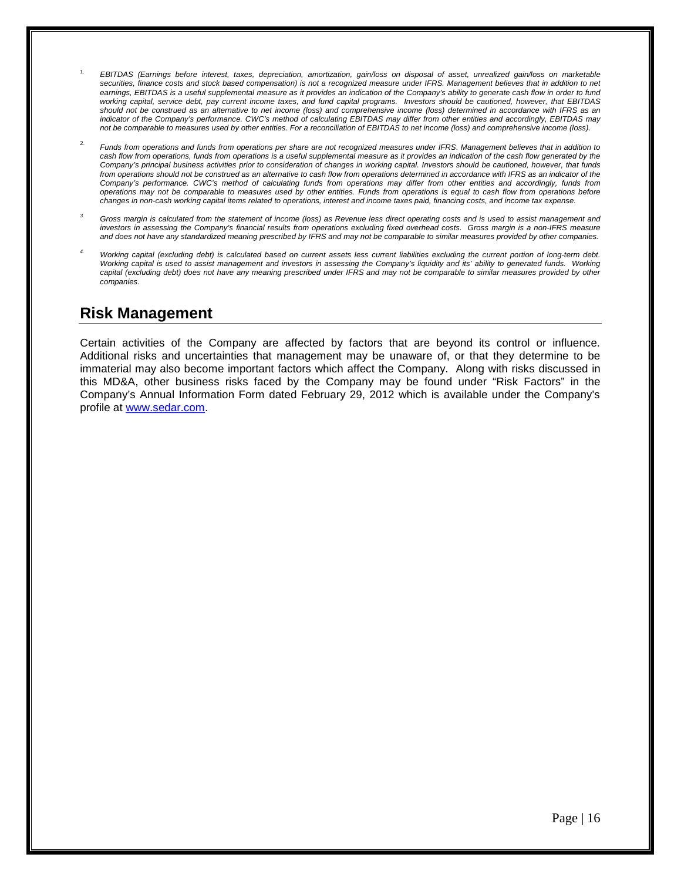1. *EBITDAS (Earnings before interest, taxes, depreciation, amortization, gain/loss on disposal of asset, unrealized gain/loss on marketable securities, finance costs and stock based compensation) is not a recognized measure under IFRS. Management believes that in addition to net earnings, EBITDAS is a useful supplemental measure as it provides an indication of the Company's ability to generate cash flow in order to fund working capital, service debt, pay current income taxes, and fund capital programs. Investors should be cautioned, however, that EBITDAS should not be construed as an alternative to net income (loss) and comprehensive income (loss) determined in accordance with IFRS as an indicator of the Company's performance. CWC's method of calculating EBITDAS may differ from other entities and accordingly, EBITDAS may not be comparable to measures used by other entities. For a reconciliation of EBITDAS to net income (loss) and comprehensive income (loss).*

2. *Funds from operations and funds from operations per share are not recognized measures under IFRS. Management believes that in addition to cash flow from operations, funds from operations is a useful supplemental measure as it provides an indication of the cash flow generated by the Company's principal business activities prior to consideration of changes in working capital. Investors should be cautioned, however, that funds from operations should not be construed as an alternative to cash flow from operations determined in accordance with IFRS as an indicator of the Company's performance. CWC's method of calculating funds from operations may differ from other entities and accordingly, funds from operations may not be comparable to measures used by other entities. Funds from operations is equal to cash flow from operations before changes in non-cash working capital items related to operations, interest and income taxes paid, financing costs, and income tax expense.*

3. *Gross margin is calculated from the statement of income (loss) as Revenue less direct operating costs and is used to assist management and investors in assessing the Company's financial results from operations excluding fixed overhead costs. Gross margin is a non-IFRS measure and does not have any standardized meaning prescribed by IFRS and may not be comparable to similar measures provided by other companies.*

4. *Working capital (excluding debt) is calculated based on current assets less current liabilities excluding the current portion of long-term debt. Working capital is used to assist management and investors in assessing the Company's liquidity and its' ability to generated funds. Working capital (excluding debt) does not have any meaning prescribed under IFRS and may not be comparable to similar measures provided by other companies.*

## Risk Management

Certain activities of the Company are affected by factors that are beyond its control or influence. Additional risks and uncertainties that management may be unaware of, or that they determine to be immaterial may also become important factors which affect the Company. Along with risks discussed in this MD&A, other business risks faced by the Company may be found under "Risk Factors" in the Company's Annual Information Form dated February 29, 2012 which is available under the Company's profile at www.sedar.com.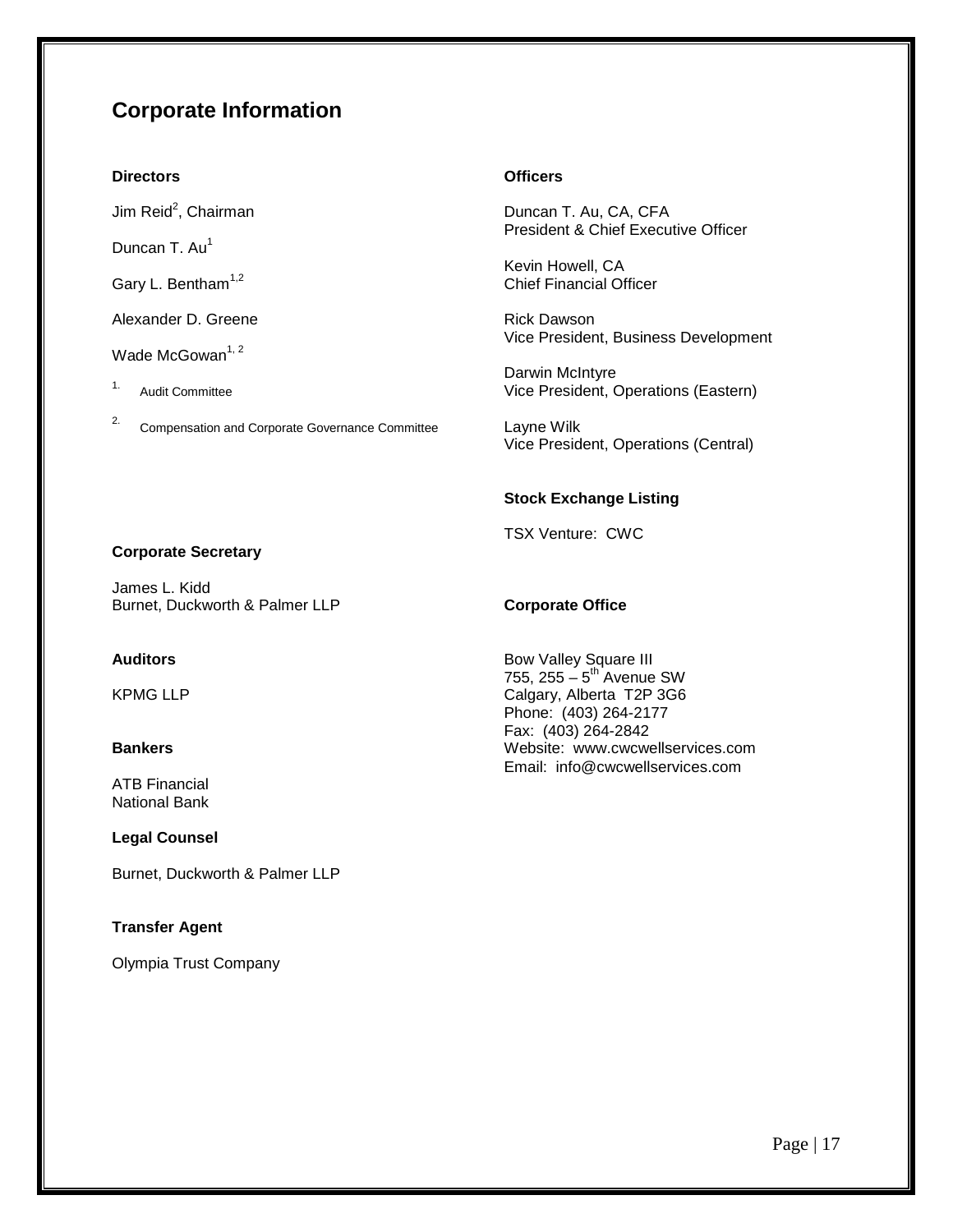# Corporate Information

**Directors**

Jim Reid[2], Chairman

Duncan T. Au[1]

Gary L. Bentham[1,2]

Alexander D. Greene

Wade McGowan[1, 2]

1. Audit Committee
2. Compensation and Corporate Governance Committee

**Corporate Secretary**

James L. Kidd
Burnet, Duckworth & Palmer LLP

**Auditors**

KPMG LLP

**Bankers**

ATB Financial
National Bank

**Legal Counsel**

Burnet, Duckworth & Palmer LLP

**Transfer Agent**

Olympia Trust Company

**Officers**

Duncan T. Au, CA, CFA
President & Chief Executive Officer

Kevin Howell, CA
Chief Financial Officer

Rick Dawson
Vice President, Business Development

Darwin McIntyre
Vice President, Operations (Eastern)

Layne Wilk
Vice President, Operations (Central)

**Stock Exchange Listing**

TSX Venture: CWC

**Corporate Office**

Bow Valley Square III
755, 255 – 5th Avenue SW
Calgary, Alberta T2P 3G6
Phone: (403) 264-2177
Fax: (403) 264-2842
Website: www.cwcwellservices.com
Email: info@cwcwellservices.com